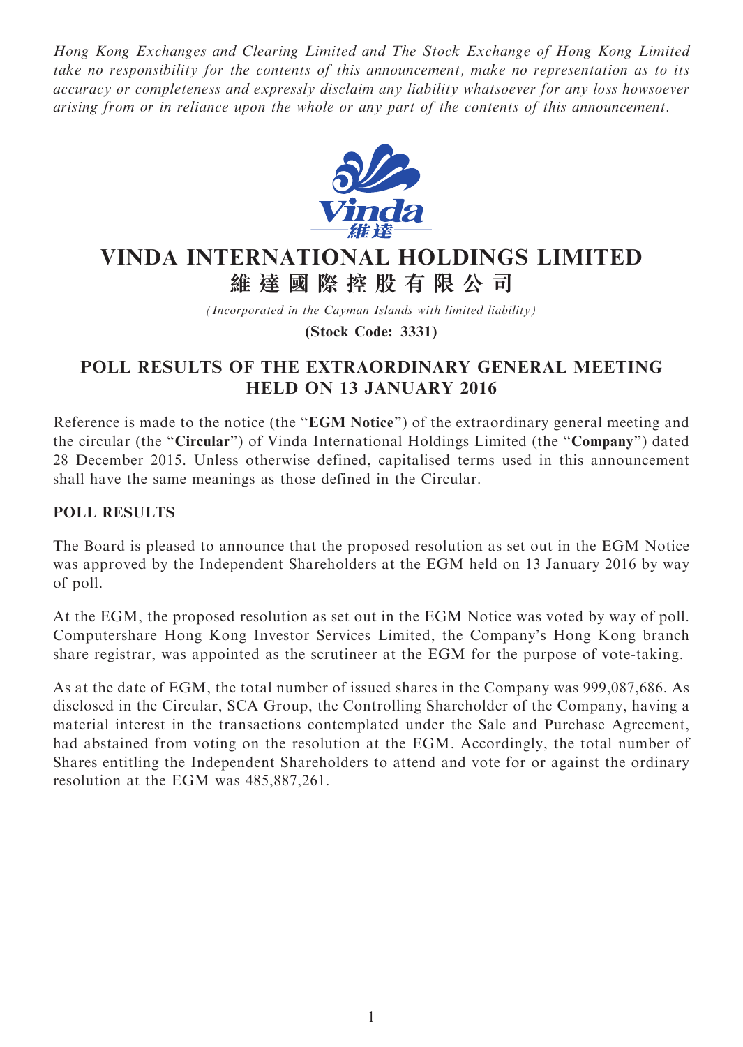*Hong Kong Exchanges and Clearing Limited and The Stock Exchange of Hong Kong Limited take no responsibility for the contents of this announcement, make no representation as to its accuracy or completeness and expressly disclaim any liability whatsoever for any loss howsoever arising from or in reliance upon the whole or any part of the contents of this announcement.*

# VINDA INTERNATIONAL HOLDINGS LIMITED
# 維達國際控股有限公司

*(Incorporated in the Cayman Islands with limited liability)*

**(Stock Code: 3331)**

## POLL RESULTS OF THE EXTRAORDINARY GENERAL MEETING HELD ON 13 JANUARY 2016

Reference is made to the notice (the "**EGM Notice**") of the extraordinary general meeting and the circular (the "**Circular**") of Vinda International Holdings Limited (the "**Company**") dated 28 December 2015. Unless otherwise defined, capitalised terms used in this announcement shall have the same meanings as those defined in the Circular.

### POLL RESULTS

The Board is pleased to announce that the proposed resolution as set out in the EGM Notice was approved by the Independent Shareholders at the EGM held on 13 January 2016 by way of poll.

At the EGM, the proposed resolution as set out in the EGM Notice was voted by way of poll. Computershare Hong Kong Investor Services Limited, the Company's Hong Kong branch share registrar, was appointed as the scrutineer at the EGM for the purpose of vote-taking.

As at the date of EGM, the total number of issued shares in the Company was 999,087,686. As disclosed in the Circular, SCA Group, the Controlling Shareholder of the Company, having a material interest in the transactions contemplated under the Sale and Purchase Agreement, had abstained from voting on the resolution at the EGM. Accordingly, the total number of Shares entitling the Independent Shareholders to attend and vote for or against the ordinary resolution at the EGM was 485,887,261.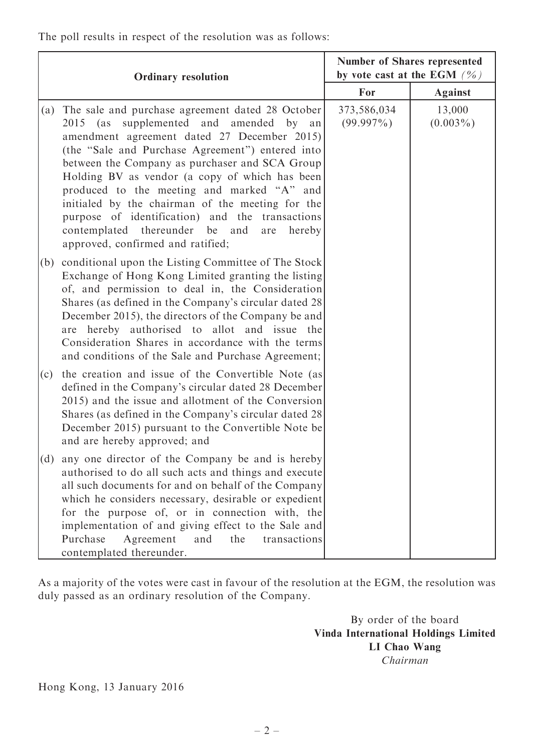The poll results in respect of the resolution was as follows:

| Ordinary resolution | Number of Shares represented by vote cast at the EGM *(%)* | |
|---|---|---|
| | **For** | **Against** |
| (a) The sale and purchase agreement dated 28 October 2015 (as supplemented and amended by an amendment agreement dated 27 December 2015) (the "Sale and Purchase Agreement") entered into between the Company as purchaser and SCA Group Holding BV as vendor (a copy of which has been produced to the meeting and marked "A" and initialed by the chairman of the meeting for the purpose of identification) and the transactions contemplated thereunder be and are hereby approved, confirmed and ratified;<br>(b) conditional upon the Listing Committee of The Stock Exchange of Hong Kong Limited granting the listing of, and permission to deal in, the Consideration Shares (as defined in the Company's circular dated 28 December 2015), the directors of the Company be and are hereby authorised to allot and issue the Consideration Shares in accordance with the terms and conditions of the Sale and Purchase Agreement;<br>(c) the creation and issue of the Convertible Note (as defined in the Company's circular dated 28 December 2015) and the issue and allotment of the Conversion Shares (as defined in the Company's circular dated 28 December 2015) pursuant to the Convertible Note be and are hereby approved; and<br>(d) any one director of the Company be and is hereby authorised to do all such acts and things and execute all such documents for and on behalf of the Company which he considers necessary, desirable or expedient for the purpose of, or in connection with, the implementation of and giving effect to the Sale and Purchase Agreement and the transactions contemplated thereunder. | 373,586,034 (99.997%) | 13,000 (0.003%) |

As a majority of the votes were cast in favour of the resolution at the EGM, the resolution was duly passed as an ordinary resolution of the Company.

By order of the board
**Vinda International Holdings Limited**
**LI Chao Wang**
*Chairman*

Hong Kong, 13 January 2016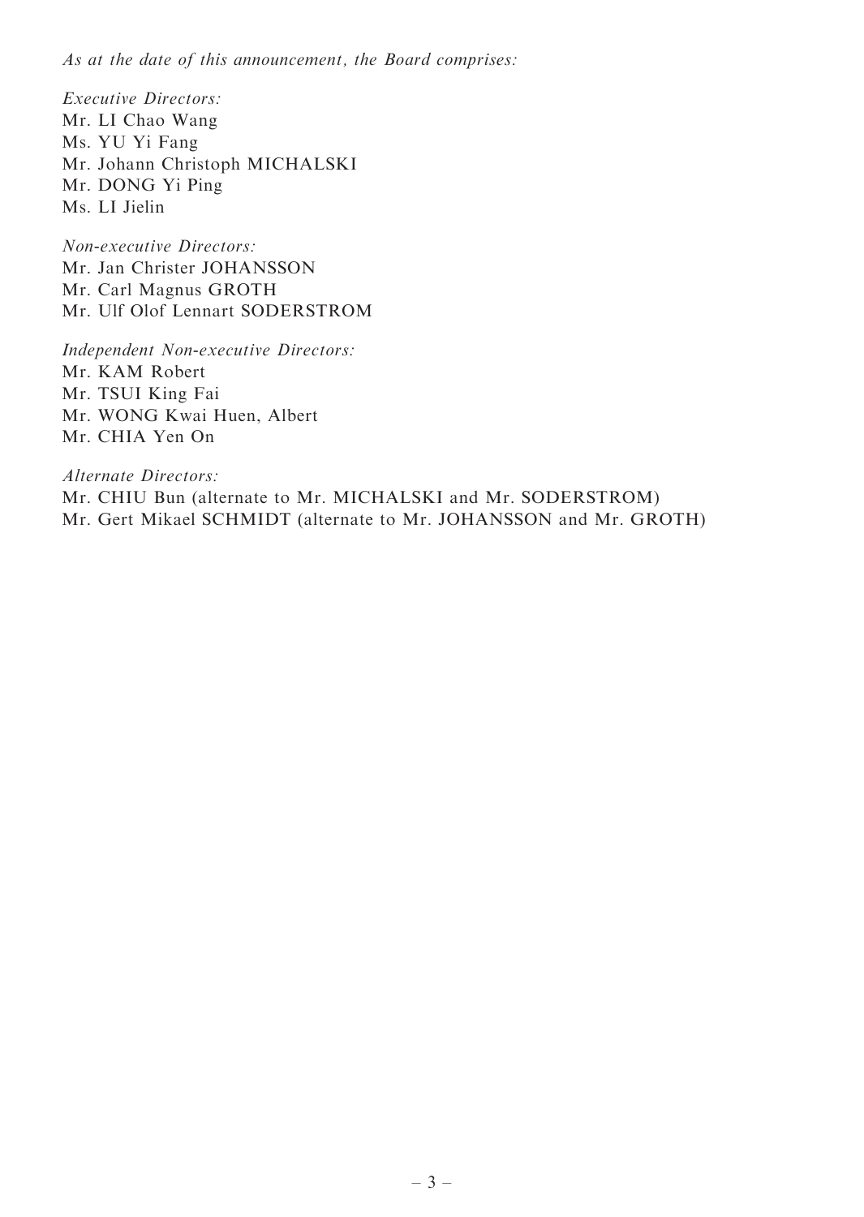*As at the date of this announcement, the Board comprises:*

*Executive Directors:*
Mr. LI Chao Wang
Ms. YU Yi Fang
Mr. Johann Christoph MICHALSKI
Mr. DONG Yi Ping
Ms. LI Jielin

*Non-executive Directors:*
Mr. Jan Christer JOHANSSON
Mr. Carl Magnus GROTH
Mr. Ulf Olof Lennart SODERSTROM

*Independent Non-executive Directors:*
Mr. KAM Robert
Mr. TSUI King Fai
Mr. WONG Kwai Huen, Albert
Mr. CHIA Yen On

*Alternate Directors:*
Mr. CHIU Bun (alternate to Mr. MICHALSKI and Mr. SODERSTROM)
Mr. Gert Mikael SCHMIDT (alternate to Mr. JOHANSSON and Mr. GROTH)